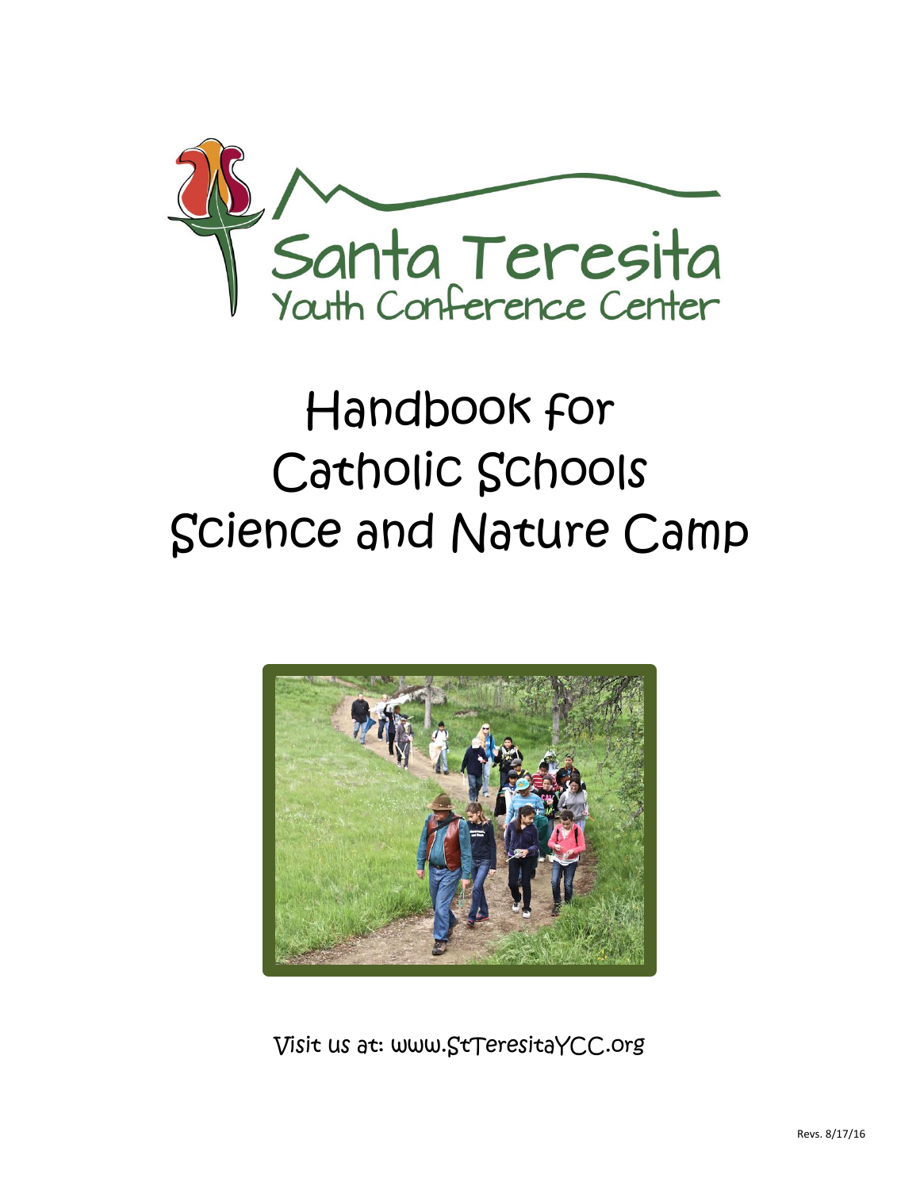Santa Teresita
Youth Conference Center

# Handbook for Catholic Schools Science and Nature Camp

Visit us at: www.StTeresitaYCC.org

Revs. 8/17/16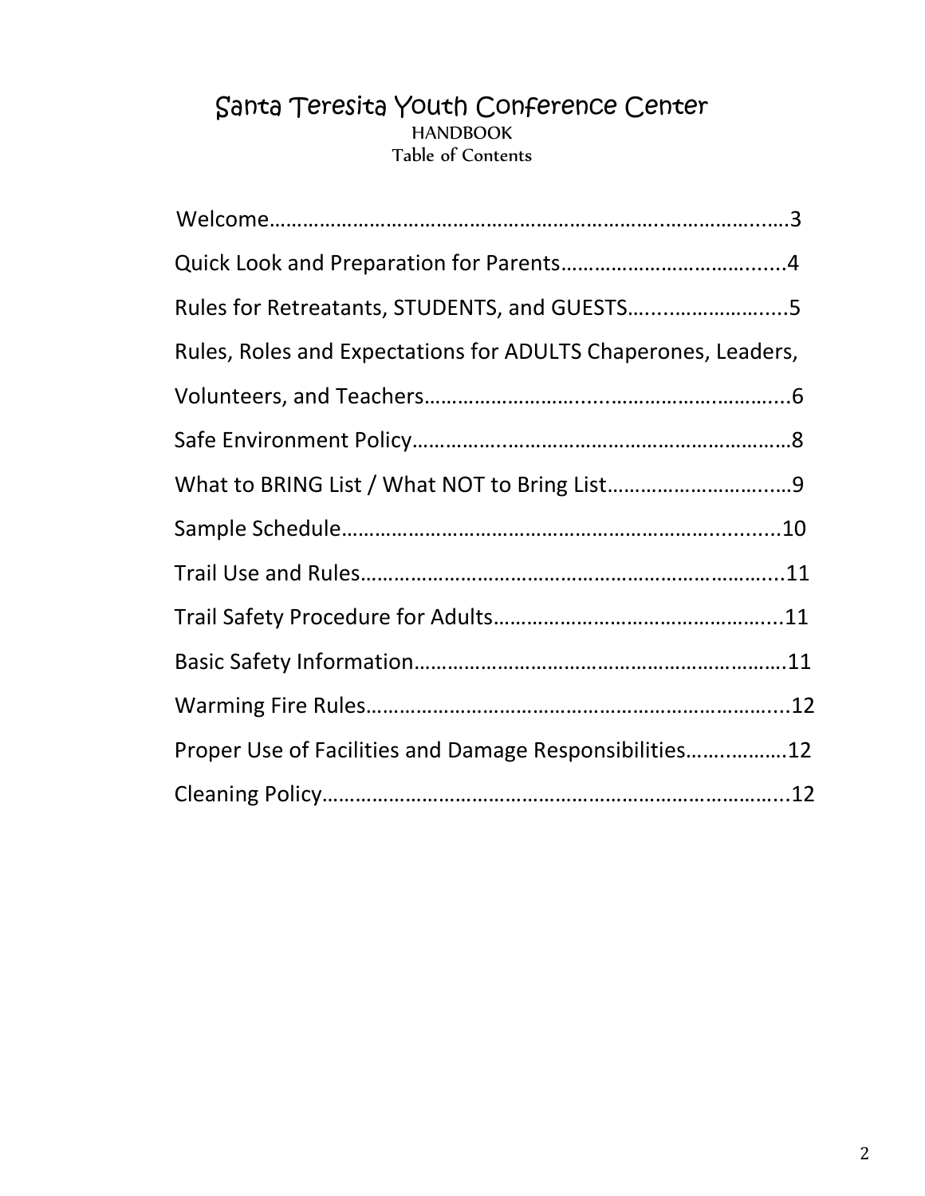# Santa Teresita Youth Conference Center

## HANDBOOK

### Table of Contents

Welcome……………………………………………………………………………….3

Quick Look and Preparation for Parents…………………………………......4

Rules for Retreatants, STUDENTS, and GUESTS…...………………….....5

Rules, Roles and Expectations for ADULTS Chaperones, Leaders, Volunteers, and Teachers…………………………………………………………...6

Safe Environment Policy……………………………………………………………8

What to BRING List / What NOT to Bring List……………………………...9

Sample Schedule…………………………………………………………………..10

Trail Use and Rules………………………………………………………………...11

Trail Safety Procedure for Adults……………………………………………...11

Basic Safety Information………………………………………………………….11

Warming Fire Rules………………………………………………………………...12

Proper Use of Facilities and Damage Responsibilities…………………12

Cleaning Policy………………………………………………………………………...12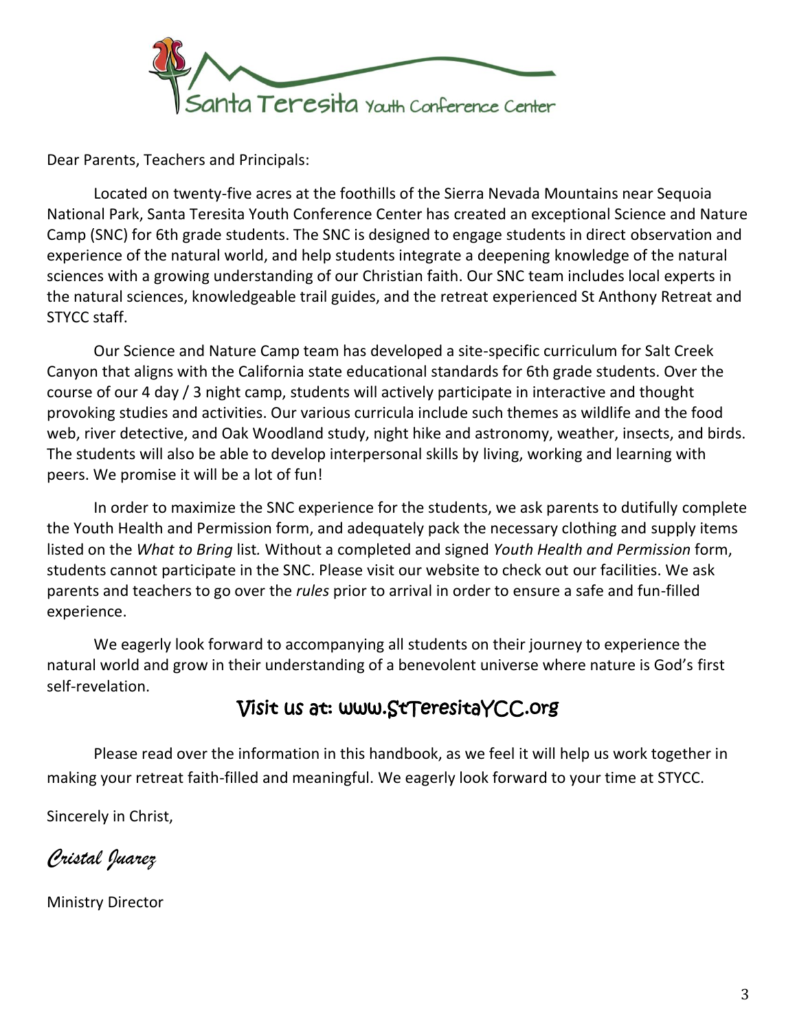Santa Teresita Youth Conference Center

Dear Parents, Teachers and Principals:

Located on twenty-five acres at the foothills of the Sierra Nevada Mountains near Sequoia National Park, Santa Teresita Youth Conference Center has created an exceptional Science and Nature Camp (SNC) for 6th grade students. The SNC is designed to engage students in direct observation and experience of the natural world, and help students integrate a deepening knowledge of the natural sciences with a growing understanding of our Christian faith. Our SNC team includes local experts in the natural sciences, knowledgeable trail guides, and the retreat experienced St Anthony Retreat and STYCC staff.

Our Science and Nature Camp team has developed a site-specific curriculum for Salt Creek Canyon that aligns with the California state educational standards for 6th grade students. Over the course of our 4 day / 3 night camp, students will actively participate in interactive and thought provoking studies and activities. Our various curricula include such themes as wildlife and the food web, river detective, and Oak Woodland study, night hike and astronomy, weather, insects, and birds. The students will also be able to develop interpersonal skills by living, working and learning with peers. We promise it will be a lot of fun!

In order to maximize the SNC experience for the students, we ask parents to dutifully complete the Youth Health and Permission form, and adequately pack the necessary clothing and supply items listed on the *What to Bring* list. Without a completed and signed *Youth Health and Permission* form, students cannot participate in the SNC. Please visit our website to check out our facilities. We ask parents and teachers to go over the *rules* prior to arrival in order to ensure a safe and fun-filled experience.

We eagerly look forward to accompanying all students on their journey to experience the natural world and grow in their understanding of a benevolent universe where nature is God's first self-revelation.

## Visit us at: www.StTeresitaYCC.org

Please read over the information in this handbook, as we feel it will help us work together in making your retreat faith-filled and meaningful. We eagerly look forward to your time at STYCC.

Sincerely in Christ,

*Cristal Juarez*

Ministry Director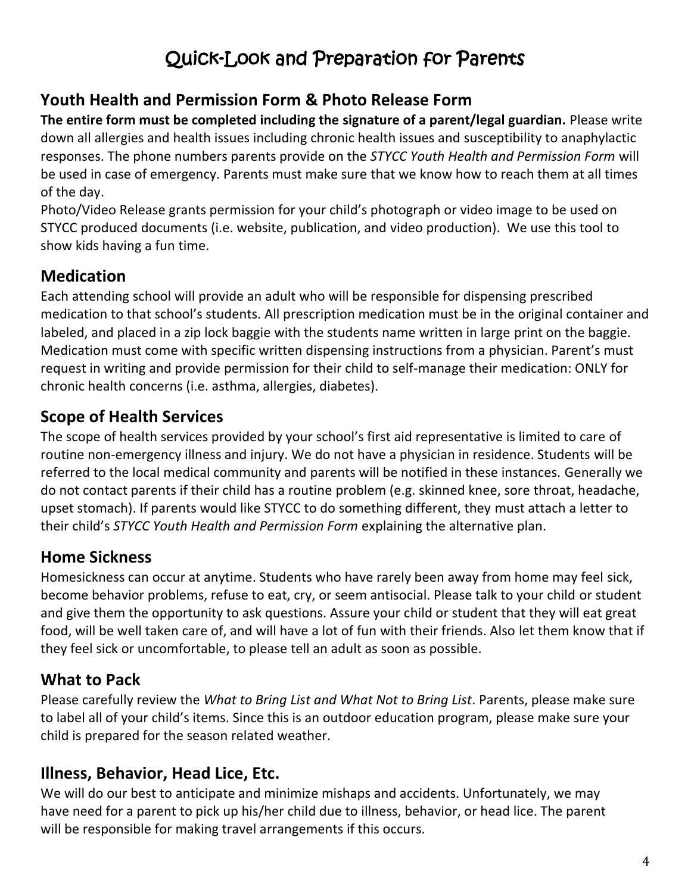# Quick-Look and Preparation for Parents

## Youth Health and Permission Form & Photo Release Form

**The entire form must be completed including the signature of a parent/legal guardian.** Please write down all allergies and health issues including chronic health issues and susceptibility to anaphylactic responses. The phone numbers parents provide on the *STYCC Youth Health and Permission Form* will be used in case of emergency. Parents must make sure that we know how to reach them at all times of the day.

Photo/Video Release grants permission for your child's photograph or video image to be used on STYCC produced documents (i.e. website, publication, and video production). We use this tool to show kids having a fun time.

## Medication

Each attending school will provide an adult who will be responsible for dispensing prescribed medication to that school's students. All prescription medication must be in the original container and labeled, and placed in a zip lock baggie with the students name written in large print on the baggie. Medication must come with specific written dispensing instructions from a physician. Parent's must request in writing and provide permission for their child to self-manage their medication: ONLY for chronic health concerns (i.e. asthma, allergies, diabetes).

## Scope of Health Services

The scope of health services provided by your school's first aid representative is limited to care of routine non-emergency illness and injury. We do not have a physician in residence. Students will be referred to the local medical community and parents will be notified in these instances. Generally we do not contact parents if their child has a routine problem (e.g. skinned knee, sore throat, headache, upset stomach). If parents would like STYCC to do something different, they must attach a letter to their child's *STYCC Youth Health and Permission Form* explaining the alternative plan.

## Home Sickness

Homesickness can occur at anytime. Students who have rarely been away from home may feel sick, become behavior problems, refuse to eat, cry, or seem antisocial. Please talk to your child or student and give them the opportunity to ask questions. Assure your child or student that they will eat great food, will be well taken care of, and will have a lot of fun with their friends. Also let them know that if they feel sick or uncomfortable, to please tell an adult as soon as possible.

## What to Pack

Please carefully review the *What to Bring List and What Not to Bring List*. Parents, please make sure to label all of your child's items. Since this is an outdoor education program, please make sure your child is prepared for the season related weather.

## Illness, Behavior, Head Lice, Etc.

We will do our best to anticipate and minimize mishaps and accidents. Unfortunately, we may have need for a parent to pick up his/her child due to illness, behavior, or head lice. The parent will be responsible for making travel arrangements if this occurs.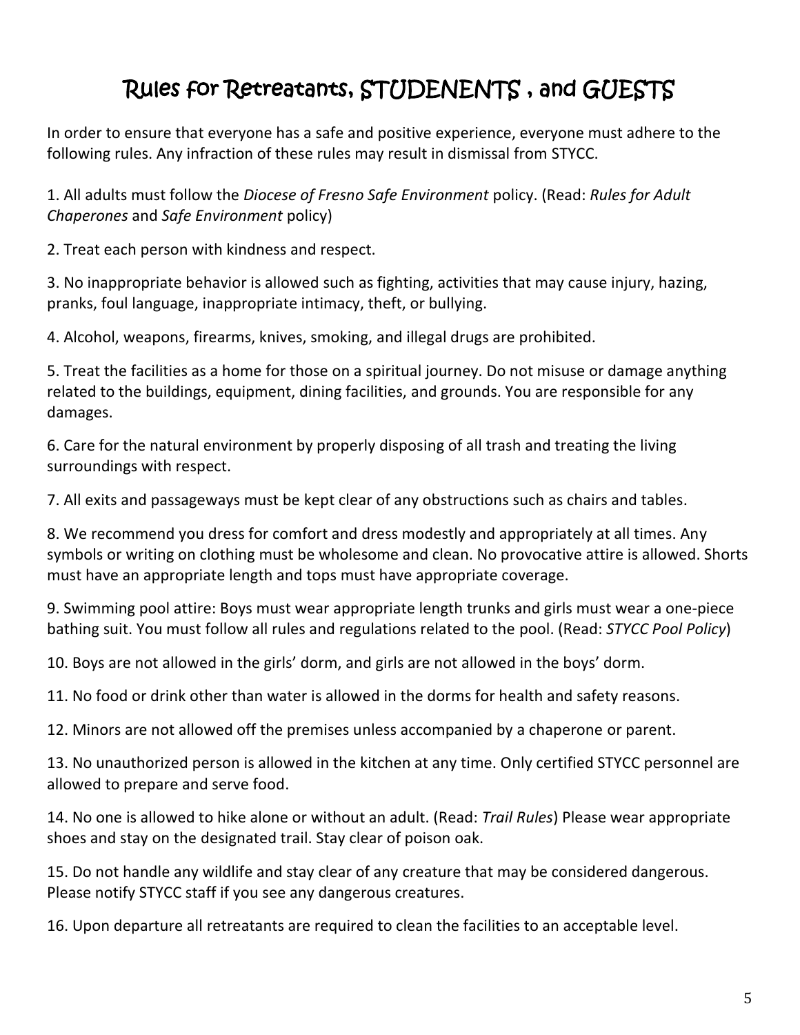# Rules for Retreatants, STUDENENTS , and GUESTS

In order to ensure that everyone has a safe and positive experience, everyone must adhere to the following rules. Any infraction of these rules may result in dismissal from STYCC.

1. All adults must follow the *Diocese of Fresno Safe Environment* policy. (Read: *Rules for Adult Chaperones* and *Safe Environment* policy)

2. Treat each person with kindness and respect.

3. No inappropriate behavior is allowed such as fighting, activities that may cause injury, hazing, pranks, foul language, inappropriate intimacy, theft, or bullying.

4. Alcohol, weapons, firearms, knives, smoking, and illegal drugs are prohibited.

5. Treat the facilities as a home for those on a spiritual journey. Do not misuse or damage anything related to the buildings, equipment, dining facilities, and grounds. You are responsible for any damages.

6. Care for the natural environment by properly disposing of all trash and treating the living surroundings with respect.

7. All exits and passageways must be kept clear of any obstructions such as chairs and tables.

8. We recommend you dress for comfort and dress modestly and appropriately at all times. Any symbols or writing on clothing must be wholesome and clean. No provocative attire is allowed. Shorts must have an appropriate length and tops must have appropriate coverage.

9. Swimming pool attire: Boys must wear appropriate length trunks and girls must wear a one-piece bathing suit. You must follow all rules and regulations related to the pool. (Read: *STYCC Pool Policy*)

10. Boys are not allowed in the girls' dorm, and girls are not allowed in the boys' dorm.

11. No food or drink other than water is allowed in the dorms for health and safety reasons.

12. Minors are not allowed off the premises unless accompanied by a chaperone or parent.

13. No unauthorized person is allowed in the kitchen at any time. Only certified STYCC personnel are allowed to prepare and serve food.

14. No one is allowed to hike alone or without an adult. (Read: *Trail Rules*) Please wear appropriate shoes and stay on the designated trail. Stay clear of poison oak.

15. Do not handle any wildlife and stay clear of any creature that may be considered dangerous. Please notify STYCC staff if you see any dangerous creatures.

16. Upon departure all retreatants are required to clean the facilities to an acceptable level.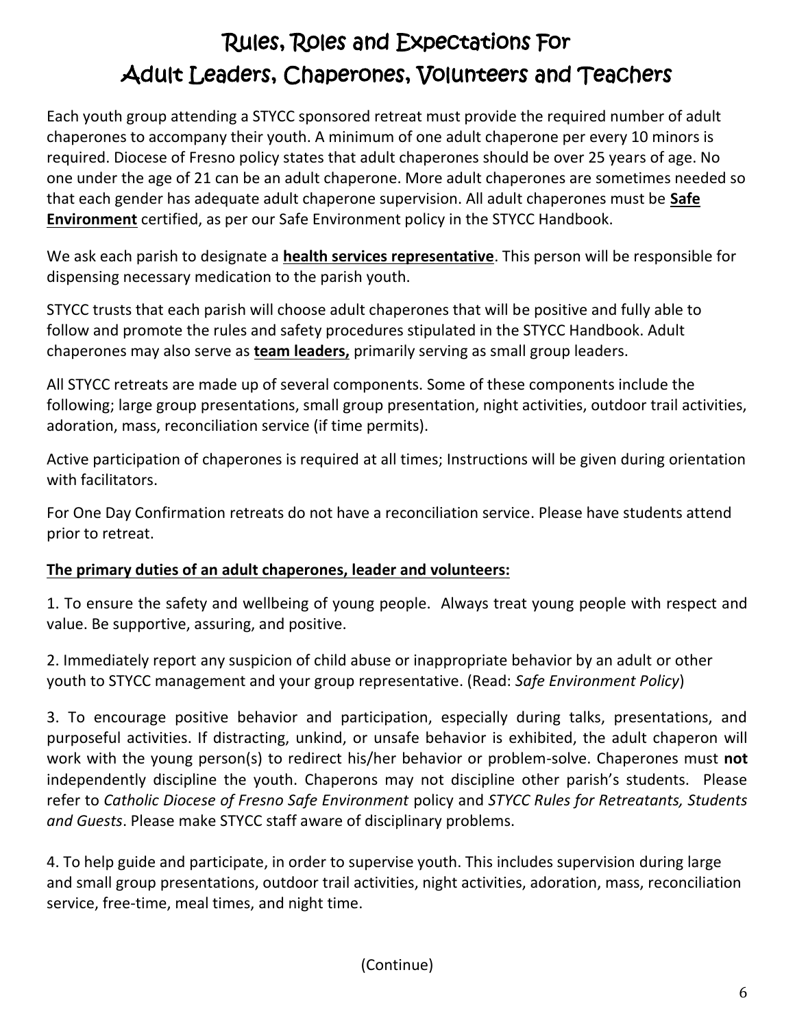# Rules, Roles and Expectations For Adult Leaders, Chaperones, Volunteers and Teachers

Each youth group attending a STYCC sponsored retreat must provide the required number of adult chaperones to accompany their youth. A minimum of one adult chaperone per every 10 minors is required. Diocese of Fresno policy states that adult chaperones should be over 25 years of age. No one under the age of 21 can be an adult chaperone. More adult chaperones are sometimes needed so that each gender has adequate adult chaperone supervision. All adult chaperones must be **Safe Environment** certified, as per our Safe Environment policy in the STYCC Handbook.

We ask each parish to designate a **health services representative**. This person will be responsible for dispensing necessary medication to the parish youth.

STYCC trusts that each parish will choose adult chaperones that will be positive and fully able to follow and promote the rules and safety procedures stipulated in the STYCC Handbook. Adult chaperones may also serve as **team leaders,** primarily serving as small group leaders.

All STYCC retreats are made up of several components. Some of these components include the following; large group presentations, small group presentation, night activities, outdoor trail activities, adoration, mass, reconciliation service (if time permits).

Active participation of chaperones is required at all times; Instructions will be given during orientation with facilitators.

For One Day Confirmation retreats do not have a reconciliation service. Please have students attend prior to retreat.

**The primary duties of an adult chaperones, leader and volunteers:**

1. To ensure the safety and wellbeing of young people. Always treat young people with respect and value. Be supportive, assuring, and positive.

2. Immediately report any suspicion of child abuse or inappropriate behavior by an adult or other youth to STYCC management and your group representative. (Read: *Safe Environment Policy*)

3. To encourage positive behavior and participation, especially during talks, presentations, and purposeful activities. If distracting, unkind, or unsafe behavior is exhibited, the adult chaperon will work with the young person(s) to redirect his/her behavior or problem-solve. Chaperones must **not** independently discipline the youth. Chaperons may not discipline other parish's students. Please refer to *Catholic Diocese of Fresno Safe Environment* policy and *STYCC Rules for Retreatants, Students and Guests*. Please make STYCC staff aware of disciplinary problems.

4. To help guide and participate, in order to supervise youth. This includes supervision during large and small group presentations, outdoor trail activities, night activities, adoration, mass, reconciliation service, free-time, meal times, and night time.

(Continue)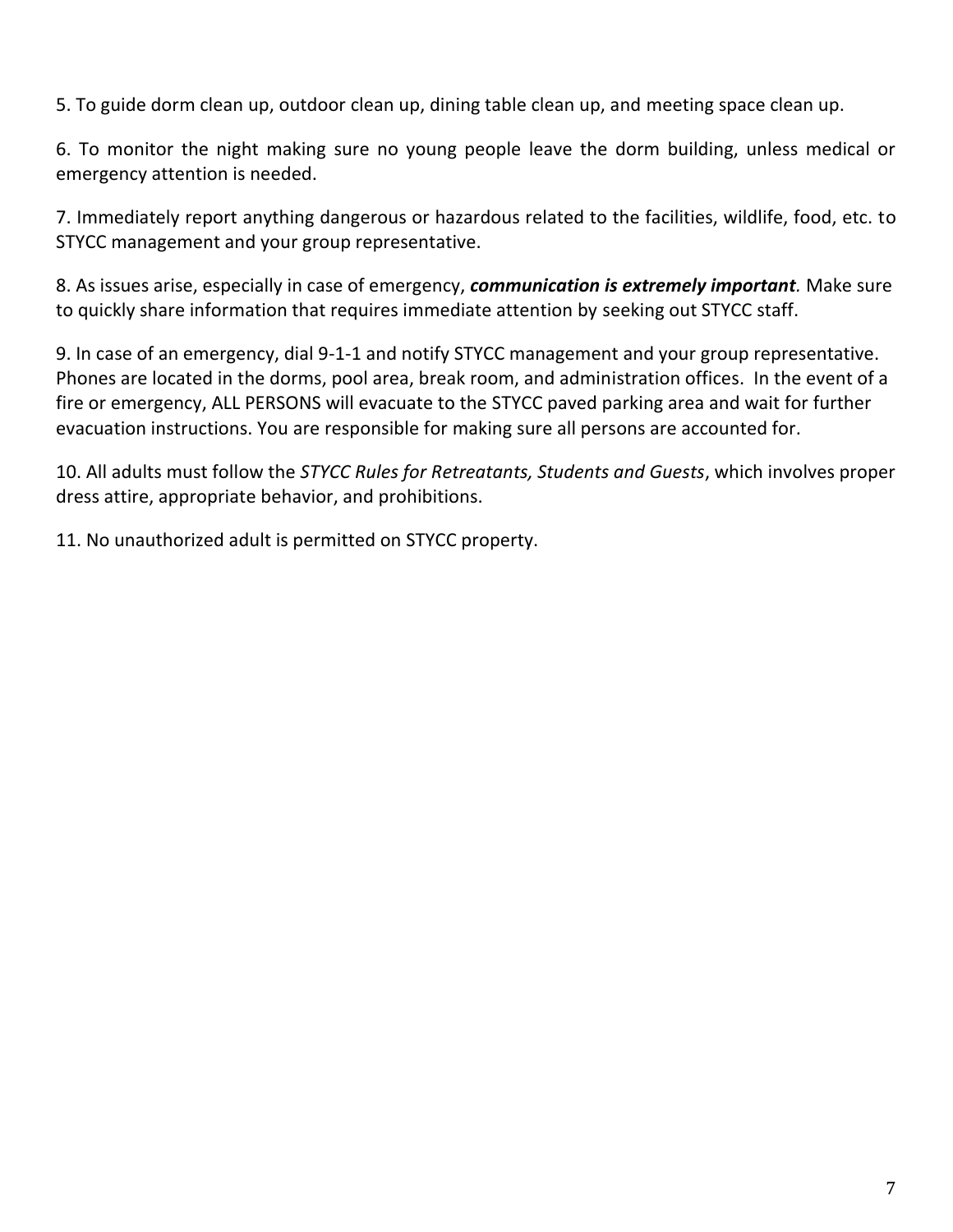5. To guide dorm clean up, outdoor clean up, dining table clean up, and meeting space clean up.

6. To monitor the night making sure no young people leave the dorm building, unless medical or emergency attention is needed.

7. Immediately report anything dangerous or hazardous related to the facilities, wildlife, food, etc. to STYCC management and your group representative.

8. As issues arise, especially in case of emergency, ***communication is extremely important***. Make sure to quickly share information that requires immediate attention by seeking out STYCC staff.

9. In case of an emergency, dial 9-1-1 and notify STYCC management and your group representative. Phones are located in the dorms, pool area, break room, and administration offices. In the event of a fire or emergency, ALL PERSONS will evacuate to the STYCC paved parking area and wait for further evacuation instructions. You are responsible for making sure all persons are accounted for.

10. All adults must follow the *STYCC Rules for Retreatants, Students and Guests*, which involves proper dress attire, appropriate behavior, and prohibitions.

11. No unauthorized adult is permitted on STYCC property.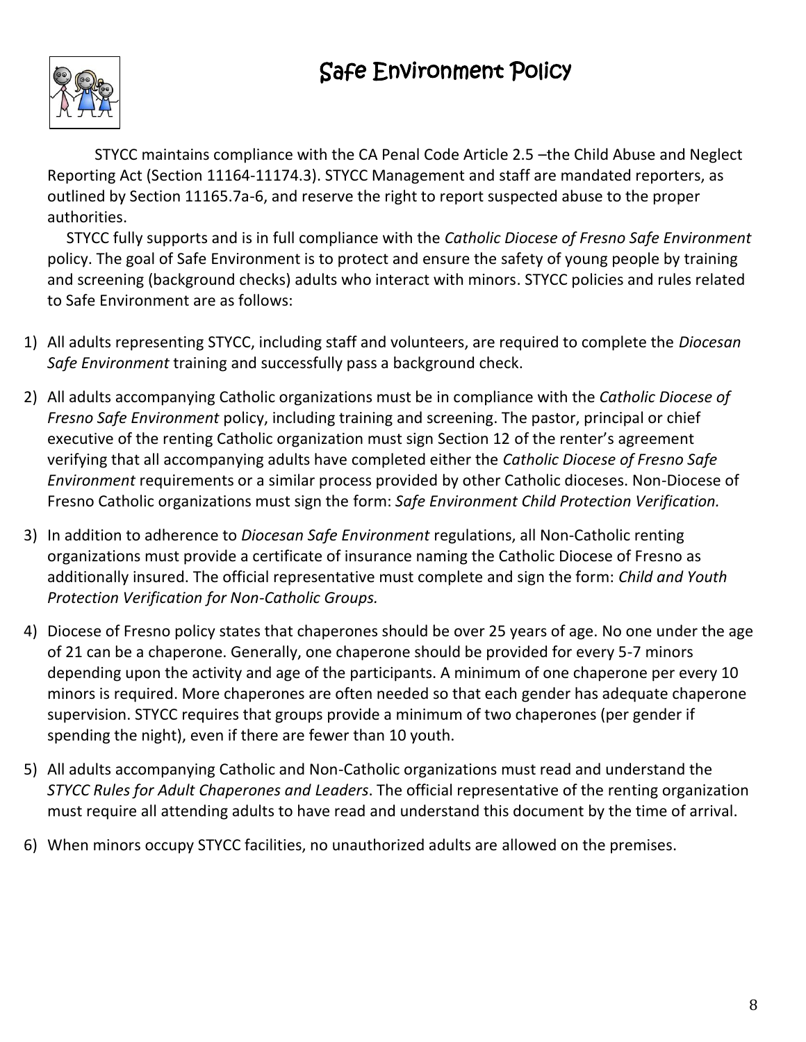# Safe Environment Policy

STYCC maintains compliance with the CA Penal Code Article 2.5 –the Child Abuse and Neglect Reporting Act (Section 11164-11174.3). STYCC Management and staff are mandated reporters, as outlined by Section 11165.7a-6, and reserve the right to report suspected abuse to the proper authorities.

STYCC fully supports and is in full compliance with the *Catholic Diocese of Fresno Safe Environment* policy. The goal of Safe Environment is to protect and ensure the safety of young people by training and screening (background checks) adults who interact with minors. STYCC policies and rules related to Safe Environment are as follows:

1) All adults representing STYCC, including staff and volunteers, are required to complete the *Diocesan Safe Environment* training and successfully pass a background check.

2) All adults accompanying Catholic organizations must be in compliance with the *Catholic Diocese of Fresno Safe Environment* policy, including training and screening. The pastor, principal or chief executive of the renting Catholic organization must sign Section 12 of the renter's agreement verifying that all accompanying adults have completed either the *Catholic Diocese of Fresno Safe Environment* requirements or a similar process provided by other Catholic dioceses. Non-Diocese of Fresno Catholic organizations must sign the form: *Safe Environment Child Protection Verification.*

3) In addition to adherence to *Diocesan Safe Environment* regulations, all Non-Catholic renting organizations must provide a certificate of insurance naming the Catholic Diocese of Fresno as additionally insured. The official representative must complete and sign the form: *Child and Youth Protection Verification for Non-Catholic Groups.*

4) Diocese of Fresno policy states that chaperones should be over 25 years of age. No one under the age of 21 can be a chaperone. Generally, one chaperone should be provided for every 5-7 minors depending upon the activity and age of the participants. A minimum of one chaperone per every 10 minors is required. More chaperones are often needed so that each gender has adequate chaperone supervision. STYCC requires that groups provide a minimum of two chaperones (per gender if spending the night), even if there are fewer than 10 youth.

5) All adults accompanying Catholic and Non-Catholic organizations must read and understand the *STYCC Rules for Adult Chaperones and Leaders*. The official representative of the renting organization must require all attending adults to have read and understand this document by the time of arrival.

6) When minors occupy STYCC facilities, no unauthorized adults are allowed on the premises.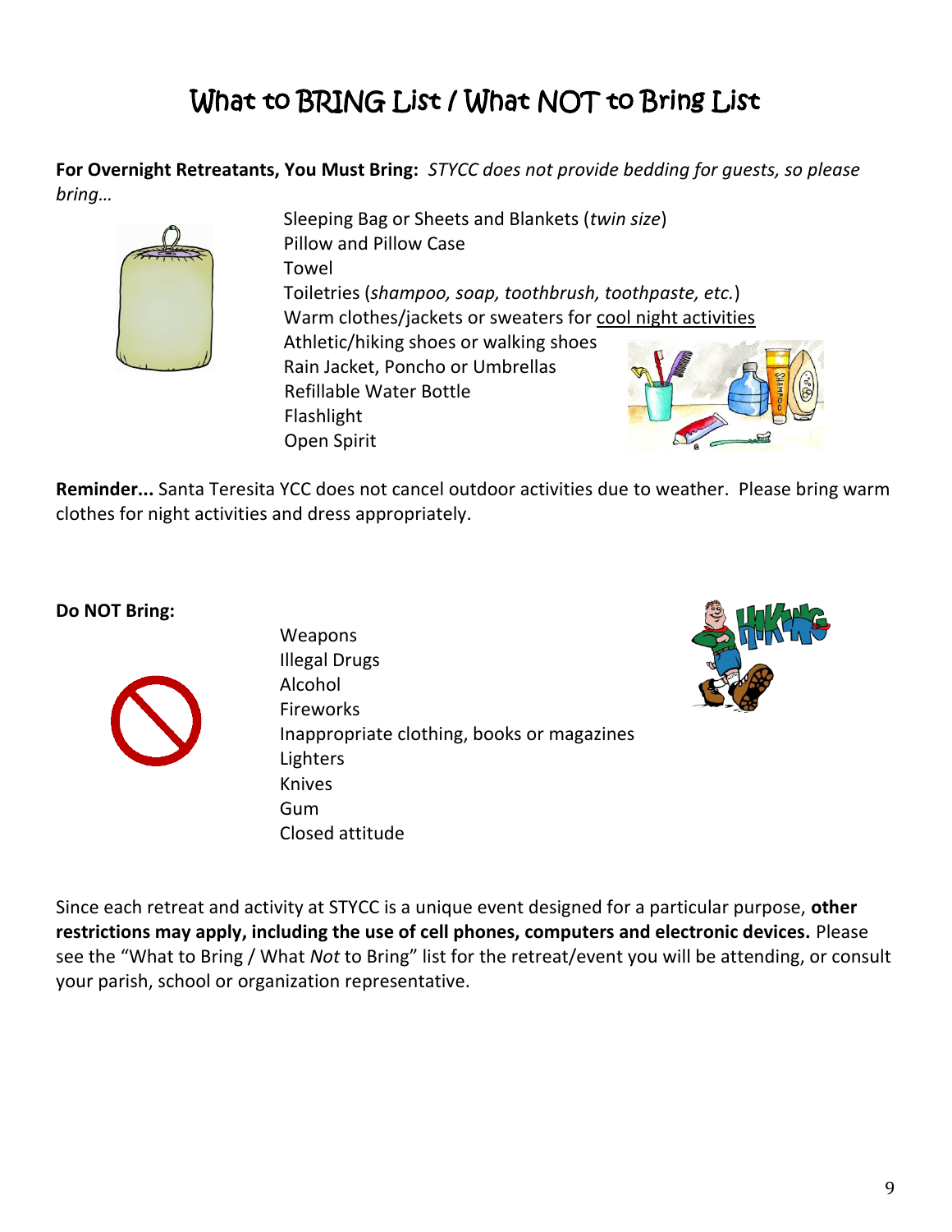# What to BRING List / What NOT to Bring List

**For Overnight Retreatants, You Must Bring:** *STYCC does not provide bedding for guests, so please bring…*

- Sleeping Bag or Sheets and Blankets (*twin size*)
- Pillow and Pillow Case
- Towel
- Toiletries (*shampoo, soap, toothbrush, toothpaste, etc.*)
- Warm clothes/jackets or sweaters for <u>cool night activities</u>
- Athletic/hiking shoes or walking shoes
- Rain Jacket, Poncho or Umbrellas
- Refillable Water Bottle
- Flashlight
- Open Spirit

**Reminder...** Santa Teresita YCC does not cancel outdoor activities due to weather. Please bring warm clothes for night activities and dress appropriately.

**Do NOT Bring:**

- Weapons
- Illegal Drugs
- Alcohol
- Fireworks
- Inappropriate clothing, books or magazines
- Lighters
- Knives
- Gum
- Closed attitude

Since each retreat and activity at STYCC is a unique event designed for a particular purpose, **other restrictions may apply, including the use of cell phones, computers and electronic devices.** Please see the "What to Bring / What *Not* to Bring" list for the retreat/event you will be attending, or consult your parish, school or organization representative.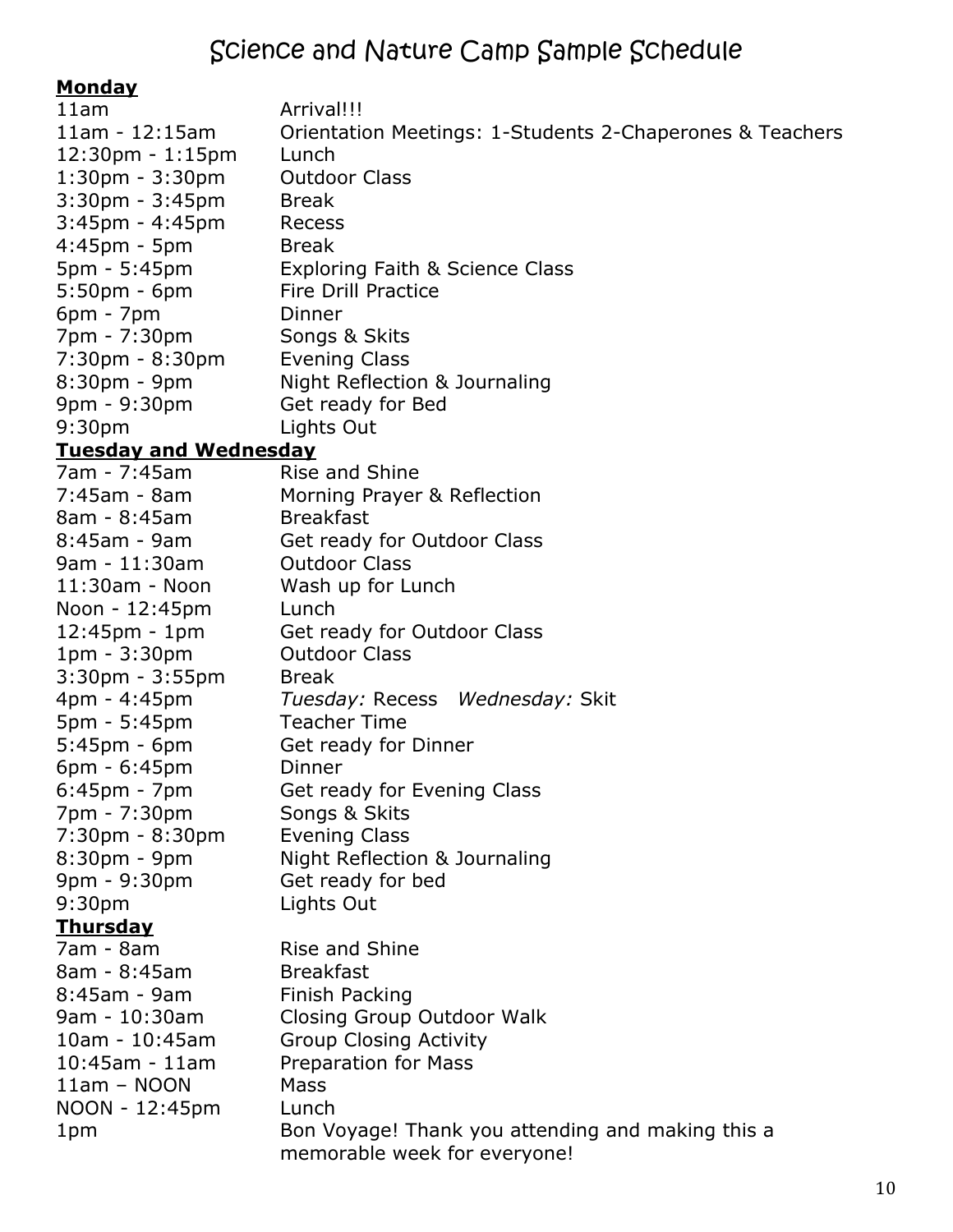# Science and Nature Camp Sample Schedule

**Monday**

| | |
|---|---|
| 11am | Arrival!!! |
| 11am - 12:15am | Orientation Meetings: 1-Students 2-Chaperones & Teachers |
| 12:30pm - 1:15pm | Lunch |
| 1:30pm - 3:30pm | Outdoor Class |
| 3:30pm - 3:45pm | Break |
| 3:45pm - 4:45pm | Recess |
| 4:45pm - 5pm | Break |
| 5pm - 5:45pm | Exploring Faith & Science Class |
| 5:50pm - 6pm | Fire Drill Practice |
| 6pm - 7pm | Dinner |
| 7pm - 7:30pm | Songs & Skits |
| 7:30pm - 8:30pm | Evening Class |
| 8:30pm - 9pm | Night Reflection & Journaling |
| 9pm - 9:30pm | Get ready for Bed |
| 9:30pm | Lights Out |

**Tuesday and Wednesday**

| | |
|---|---|
| 7am - 7:45am | Rise and Shine |
| 7:45am - 8am | Morning Prayer & Reflection |
| 8am - 8:45am | Breakfast |
| 8:45am - 9am | Get ready for Outdoor Class |
| 9am - 11:30am | Outdoor Class |
| 11:30am - Noon | Wash up for Lunch |
| Noon - 12:45pm | Lunch |
| 12:45pm - 1pm | Get ready for Outdoor Class |
| 1pm - 3:30pm | Outdoor Class |
| 3:30pm - 3:55pm | Break |
| 4pm - 4:45pm | *Tuesday:* Recess *Wednesday:* Skit |
| 5pm - 5:45pm | Teacher Time |
| 5:45pm - 6pm | Get ready for Dinner |
| 6pm - 6:45pm | Dinner |
| 6:45pm - 7pm | Get ready for Evening Class |
| 7pm - 7:30pm | Songs & Skits |
| 7:30pm - 8:30pm | Evening Class |
| 8:30pm - 9pm | Night Reflection & Journaling |
| 9pm - 9:30pm | Get ready for bed |
| 9:30pm | Lights Out |

**Thursday**

| | |
|---|---|
| 7am - 8am | Rise and Shine |
| 8am - 8:45am | Breakfast |
| 8:45am - 9am | Finish Packing |
| 9am - 10:30am | Closing Group Outdoor Walk |
| 10am - 10:45am | Group Closing Activity |
| 10:45am - 11am | Preparation for Mass |
| 11am – NOON | Mass |
| NOON - 12:45pm | Lunch |
| 1pm | Bon Voyage! Thank you attending and making this a memorable week for everyone! |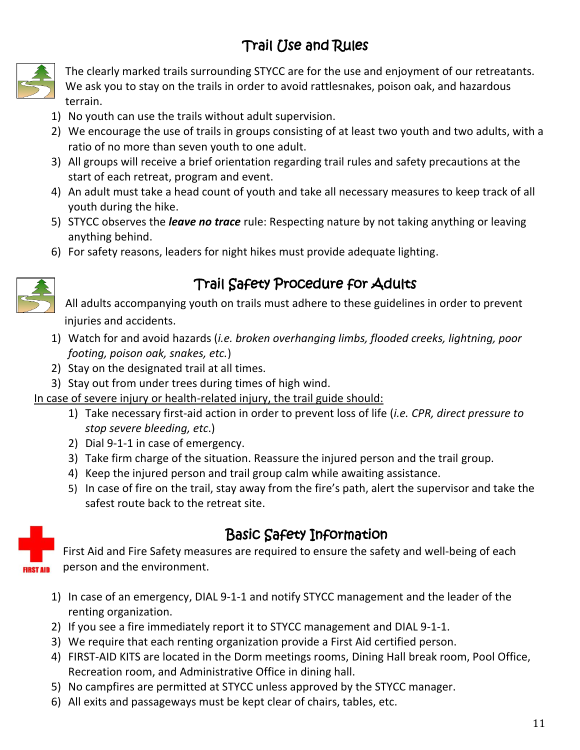## Trail Use and Rules

The clearly marked trails surrounding STYCC are for the use and enjoyment of our retreatants. We ask you to stay on the trails in order to avoid rattlesnakes, poison oak, and hazardous terrain.

1) No youth can use the trails without adult supervision.
2) We encourage the use of trails in groups consisting of at least two youth and two adults, with a ratio of no more than seven youth to one adult.
3) All groups will receive a brief orientation regarding trail rules and safety precautions at the start of each retreat, program and event.
4) An adult must take a head count of youth and take all necessary measures to keep track of all youth during the hike.
5) STYCC observes the ***leave no trace*** rule: Respecting nature by not taking anything or leaving anything behind.
6) For safety reasons, leaders for night hikes must provide adequate lighting.

## Trail Safety Procedure for Adults

All adults accompanying youth on trails must adhere to these guidelines in order to prevent injuries and accidents.

1) Watch for and avoid hazards (*i.e. broken overhanging limbs, flooded creeks, lightning, poor footing, poison oak, snakes, etc.*)
2) Stay on the designated trail at all times.
3) Stay out from under trees during times of high wind.

In case of severe injury or health-related injury, the trail guide should:

1) Take necessary first-aid action in order to prevent loss of life (*i.e. CPR, direct pressure to stop severe bleeding, etc*.)
2) Dial 9-1-1 in case of emergency.
3) Take firm charge of the situation. Reassure the injured person and the trail group.
4) Keep the injured person and trail group calm while awaiting assistance.
5) In case of fire on the trail, stay away from the fire's path, alert the supervisor and take the safest route back to the retreat site.

## Basic Safety Information

First Aid and Fire Safety measures are required to ensure the safety and well-being of each person and the environment.

1) In case of an emergency, DIAL 9-1-1 and notify STYCC management and the leader of the renting organization.
2) If you see a fire immediately report it to STYCC management and DIAL 9-1-1.
3) We require that each renting organization provide a First Aid certified person.
4) FIRST-AID KITS are located in the Dorm meetings rooms, Dining Hall break room, Pool Office, Recreation room, and Administrative Office in dining hall.
5) No campfires are permitted at STYCC unless approved by the STYCC manager.
6) All exits and passageways must be kept clear of chairs, tables, etc.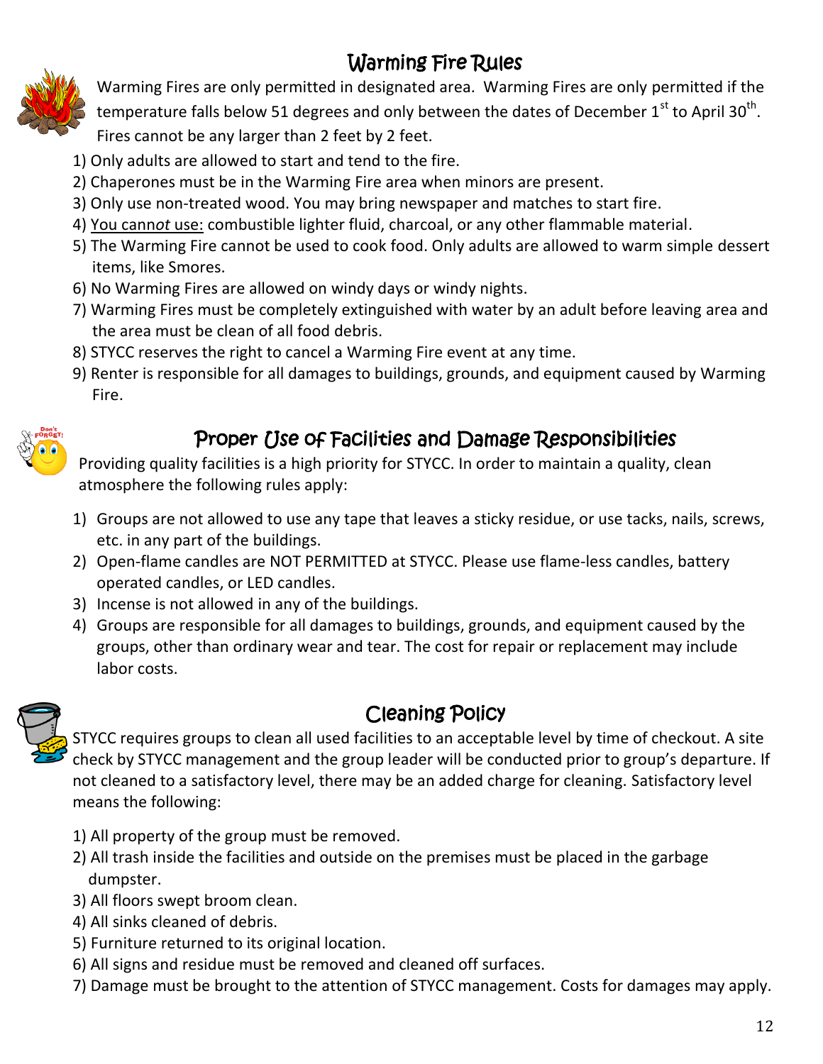## Warming Fire Rules

Warming Fires are only permitted in designated area. Warming Fires are only permitted if the temperature falls below 51 degrees and only between the dates of December 1st to April 30th. Fires cannot be any larger than 2 feet by 2 feet.

1) Only adults are allowed to start and tend to the fire.
2) Chaperones must be in the Warming Fire area when minors are present.
3) Only use non-treated wood. You may bring newspaper and matches to start fire.
4) You can*not* use: combustible lighter fluid, charcoal, or any other flammable material.
5) The Warming Fire cannot be used to cook food. Only adults are allowed to warm simple dessert items, like Smores.
6) No Warming Fires are allowed on windy days or windy nights.
7) Warming Fires must be completely extinguished with water by an adult before leaving area and the area must be clean of all food debris.
8) STYCC reserves the right to cancel a Warming Fire event at any time.
9) Renter is responsible for all damages to buildings, grounds, and equipment caused by Warming Fire.

## Proper Use of Facilities and Damage Responsibilities

Providing quality facilities is a high priority for STYCC. In order to maintain a quality, clean atmosphere the following rules apply:

1) Groups are not allowed to use any tape that leaves a sticky residue, or use tacks, nails, screws, etc. in any part of the buildings.
2) Open-flame candles are NOT PERMITTED at STYCC. Please use flame-less candles, battery operated candles, or LED candles.
3) Incense is not allowed in any of the buildings.
4) Groups are responsible for all damages to buildings, grounds, and equipment caused by the groups, other than ordinary wear and tear. The cost for repair or replacement may include labor costs.

## Cleaning Policy

STYCC requires groups to clean all used facilities to an acceptable level by time of checkout. A site check by STYCC management and the group leader will be conducted prior to group's departure. If not cleaned to a satisfactory level, there may be an added charge for cleaning. Satisfactory level means the following:

1) All property of the group must be removed.
2) All trash inside the facilities and outside on the premises must be placed in the garbage dumpster.
3) All floors swept broom clean.
4) All sinks cleaned of debris.
5) Furniture returned to its original location.
6) All signs and residue must be removed and cleaned off surfaces.
7) Damage must be brought to the attention of STYCC management. Costs for damages may apply.